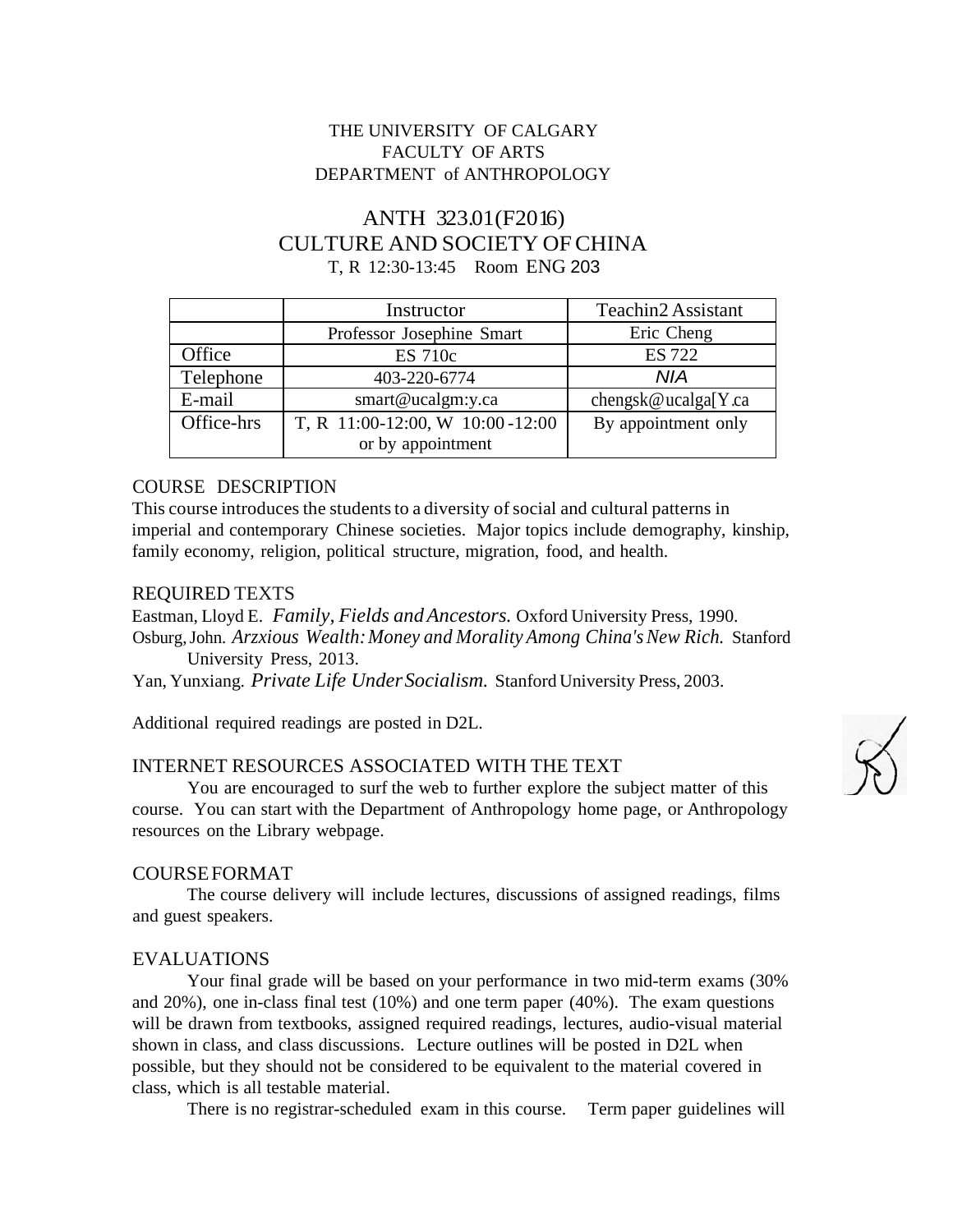THE UNIVERSITY OF CALGARY
FACULTY OF ARTS
DEPARTMENT of ANTHROPOLOGY

# ANTH 323.01(F2016)
# CULTURE AND SOCIETY OF CHINA

T, R 12:30-13:45 Room ENG 203

| | Instructor | Teachin2 Assistant |
|---|---|---|
| | Professor Josephine Smart | Eric Cheng |
| Office | ES 710c | ES 722 |
| Telephone | 403-220-6774 | NIA |
| E-mail | smart@ucalgm:y.ca | chengsk@ucalga[Y.ca |
| Office-hrs | T, R 11:00-12:00, W 10:00-12:00 or by appointment | By appointment only |

## COURSE DESCRIPTION

This course introduces the students to a diversity of social and cultural patterns in imperial and contemporary Chinese societies. Major topics include demography, kinship, family economy, religion, political structure, migration, food, and health.

## REQUIRED TEXTS

Eastman, Lloyd E. *Family, Fields and Ancestors.* Oxford University Press, 1990.

Osburg, John. *Arzxious Wealth: Money and Morality Among China's New Rich.* Stanford University Press, 2013.

Yan, Yunxiang. *Private Life Under Socialism.* Stanford University Press, 2003.

Additional required readings are posted in D2L.

## INTERNET RESOURCES ASSOCIATED WITH THE TEXT

You are encouraged to surf the web to further explore the subject matter of this course. You can start with the Department of Anthropology home page, or Anthropology resources on the Library webpage.

## COURSE FORMAT

The course delivery will include lectures, discussions of assigned readings, films and guest speakers.

## EVALUATIONS

Your final grade will be based on your performance in two mid-term exams (30% and 20%), one in-class final test (10%) and one term paper (40%). The exam questions will be drawn from textbooks, assigned required readings, lectures, audio-visual material shown in class, and class discussions. Lecture outlines will be posted in D2L when possible, but they should not be considered to be equivalent to the material covered in class, which is all testable material.

There is no registrar-scheduled exam in this course. Term paper guidelines will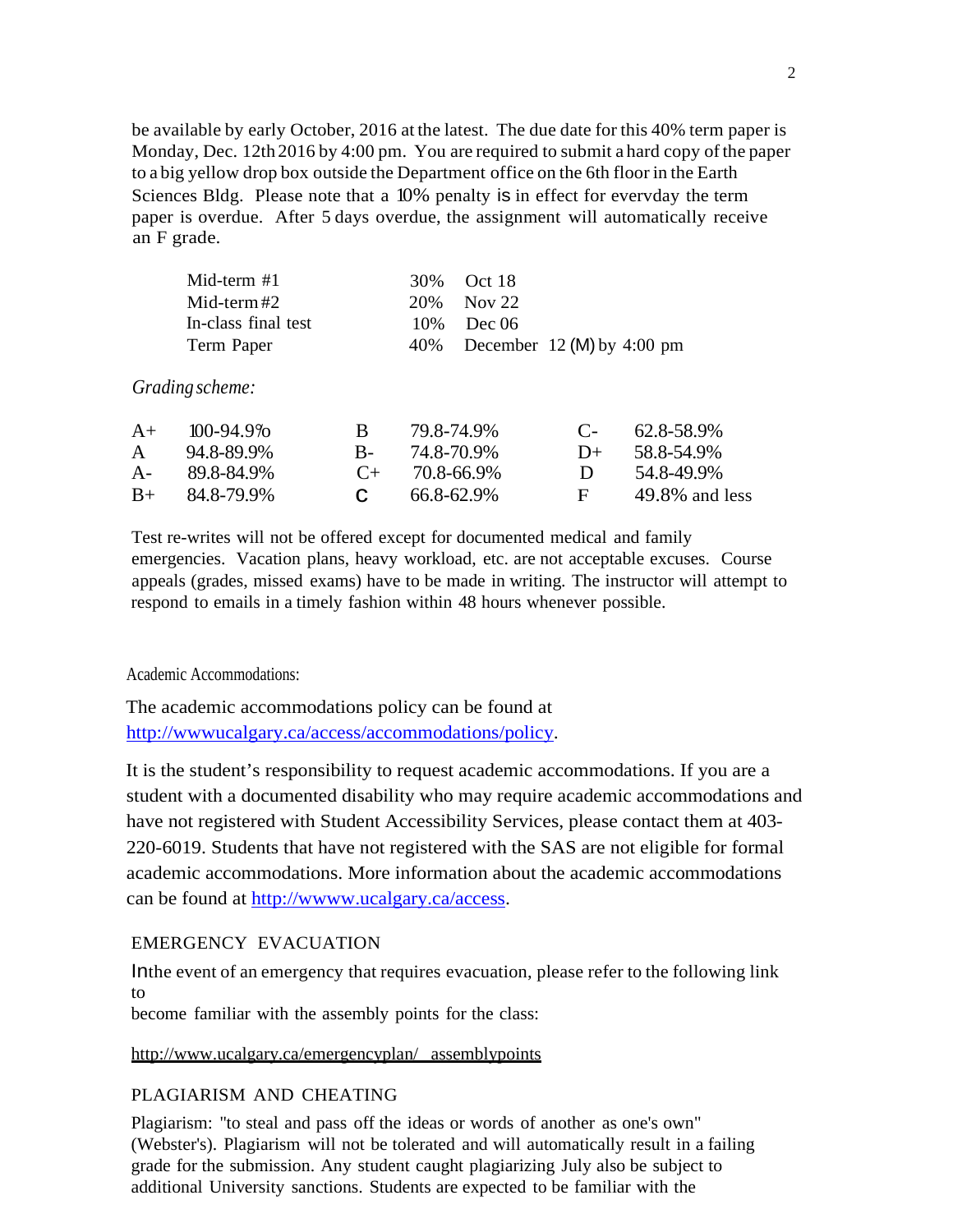be available by early October, 2016 at the latest. The due date for this 40% term paper is Monday, Dec. 12th 2016 by 4:00 pm. You are required to submit a hard copy of the paper to a big yellow drop box outside the Department office on the 6th floor in the Earth Sciences Bldg. Please note that a 10% penalty is in effect for everyday the term paper is overdue. After 5 days overdue, the assignment will automatically receive an F grade.

| | | |
|---|---|---|
| Mid-term #1 | 30% | Oct 18 |
| Mid-term #2 | 20% | Nov 22 |
| In-class final test | 10% | Dec 06 |
| Term Paper | 40% | December 12 (M) by 4:00 pm |

*Grading scheme:*

| | | | | | |
|---|---|---|---|---|---|
| A+ | 100-94.9% | B | 79.8-74.9% | C- | 62.8-58.9% |
| A | 94.8-89.9% | B- | 74.8-70.9% | D+ | 58.8-54.9% |
| A- | 89.8-84.9% | C+ | 70.8-66.9% | D | 54.8-49.9% |
| B+ | 84.8-79.9% | C | 66.8-62.9% | F | 49.8% and less |

Test re-writes will not be offered except for documented medical and family emergencies. Vacation plans, heavy workload, etc. are not acceptable excuses. Course appeals (grades, missed exams) have to be made in writing. The instructor will attempt to respond to emails in a timely fashion within 48 hours whenever possible.

Academic Accommodations:

The academic accommodations policy can be found at [http://wwwucalgary.ca/access/accommodations/policy](http://wwwucalgary.ca/access/accommodations/policy).

It is the student's responsibility to request academic accommodations. If you are a student with a documented disability who may require academic accommodations and have not registered with Student Accessibility Services, please contact them at 403-220-6019. Students that have not registered with the SAS are not eligible for formal academic accommodations. More information about the academic accommodations can be found at [http://wwww.ucalgary.ca/access](http://wwww.ucalgary.ca/access).

## EMERGENCY EVACUATION

In the event of an emergency that requires evacuation, please refer to the following link to become familiar with the assembly points for the class:

http://www.ucalgary.ca/emergencyplan/ assemblypoints

## PLAGIARISM AND CHEATING

Plagiarism: "to steal and pass off the ideas or words of another as one's own" (Webster's). Plagiarism will not be tolerated and will automatically result in a failing grade for the submission. Any student caught plagiarizing July also be subject to additional University sanctions. Students are expected to be familiar with the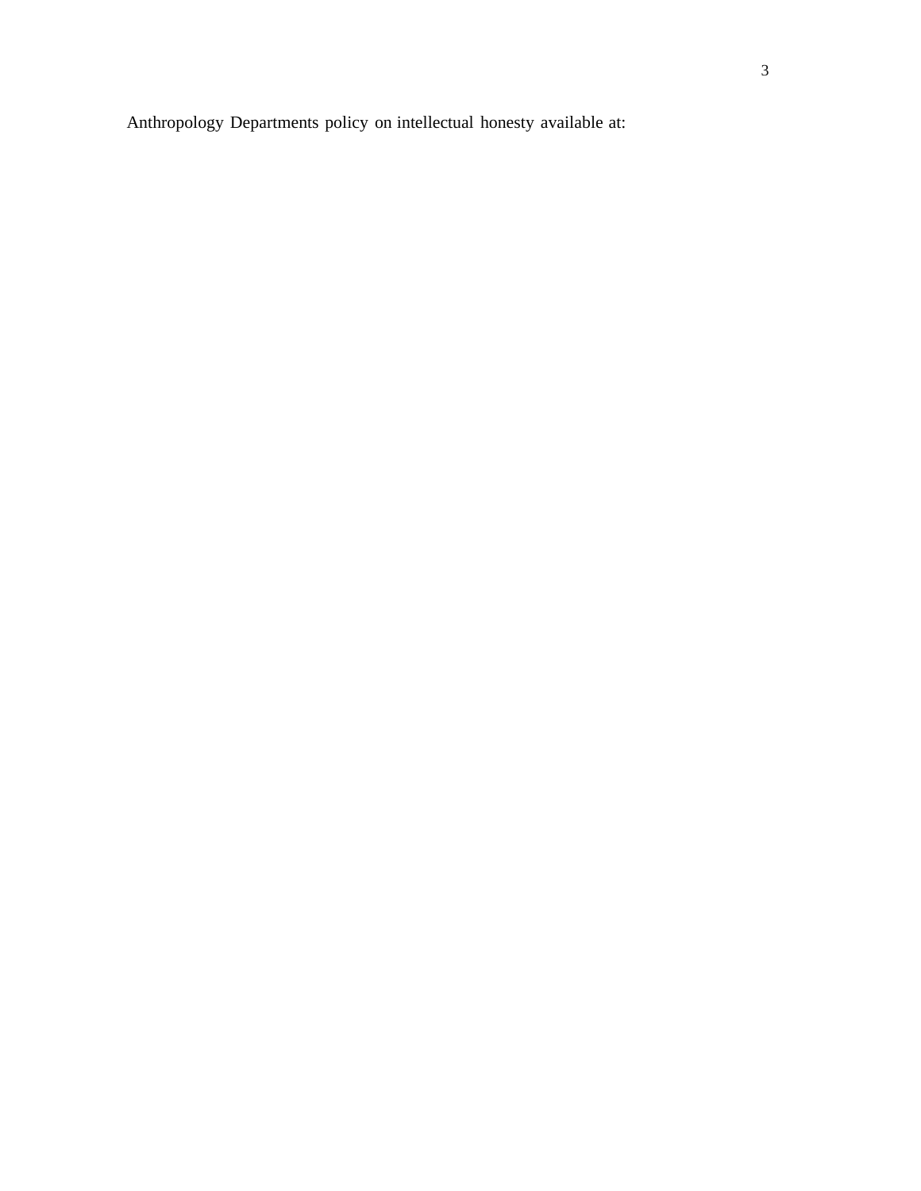Anthropology Departments policy on intellectual honesty available at: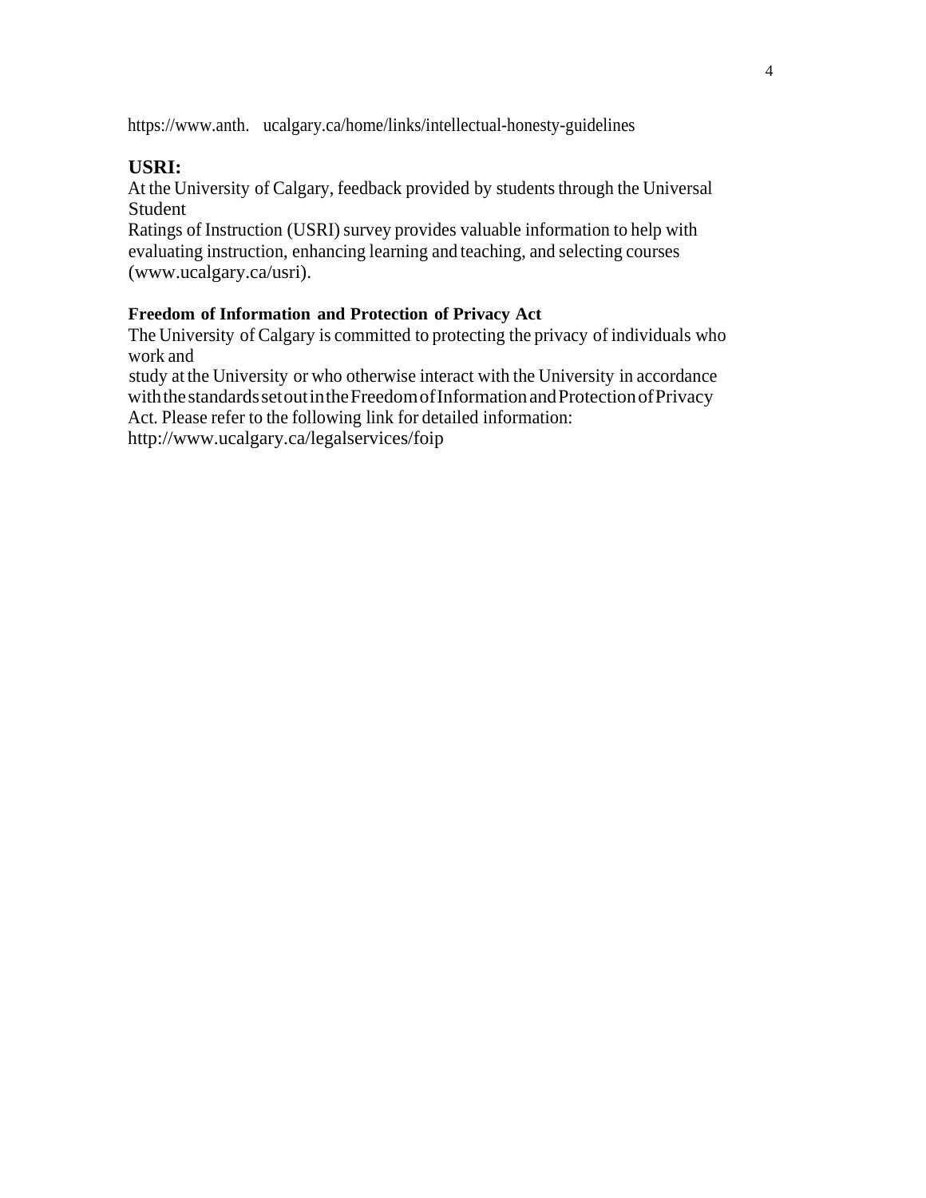https://www.anth. ucalgary.ca/home/links/intellectual-honesty-guidelines

## USRI:

At the University of Calgary, feedback provided by students through the Universal Student Ratings of Instruction (USRI) survey provides valuable information to help with evaluating instruction, enhancing learning and teaching, and selecting courses (www.ucalgary.ca/usri).

### Freedom of Information and Protection of Privacy Act

The University of Calgary is committed to protecting the privacy of individuals who work and study at the University or who otherwise interact with the University in accordance with the standards set out in the Freedom of Information and Protection of Privacy Act. Please refer to the following link for detailed information: http://www.ucalgary.ca/legalservices/foip